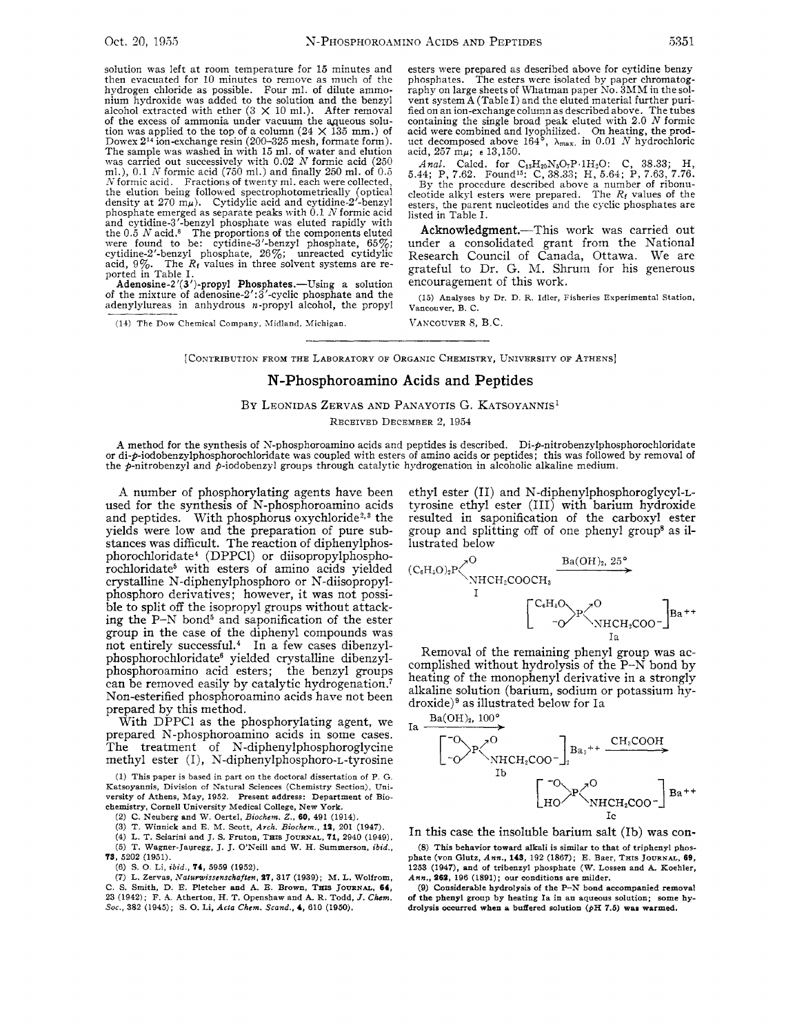solution was left at room temperature for 15 minutes and then evacuated for 10 minutes to remove as much of the hydrogen chloride as possible. Four ml. of dilute ammonium hydroxide was added to the solution and the benzyl alcohol extracted with ether ($3 \times 10$ ml.). After removal of the excess of ammonia under vacuum the aqueous solution was applied to the top of a column ($24 \times 135$ mm.) of Dowex 2[14] ion-exchange resin (200–325 mesh, formate form). The sample was washed in with 15 ml. of water and elution was carried out successively with 0.02 *N* formic acid (250 ml.), 0.1 *N* formic acid (750 ml.) and finally 250 ml. of 0.5 *N* formic acid. Fractions of twenty ml. each were collected, the elution being followed spectrophotometrically (optical density at 270 m$\mu$). Cytidylic acid and cytidine-2'-benzyl phosphate emerged as separate peaks with 0.1 *N* formic acid and cytidine-3'-benzyl phosphate was eluted rapidly with the 0.5 *N* acid.[6] The proportions of the components eluted were found to be: cytidine-3'-benzyl phosphate, 65%; cytidine-2'-benzyl phosphate, 26%; unreacted cytidylic acid, 9%. The $R_f$ values in three solvent systems are reported in Table I.

**Adenosine-2'(3')-propyl Phosphates.**—Using a solution of the mixture of adenosine-2':3'-cyclic phosphate and the adenylylureas in anhydrous *n*-propyl alcohol, the propyl esters were prepared as described above for cytidine benzyl phosphates. The esters were isolated by paper chromatography on large sheets of Whatman paper No. 3MM in the solvent system A (Table I) and the eluted material further purified on an ion-exchange column as described above. The tubes containing the single broad peak eluted with 2.0 *N* formic acid were combined and lyophilized. On heating, the product decomposed above 164°, $\lambda_{max.}$ in 0.01 *N* hydrochloric acid, 257 m$\mu$; $\epsilon$ 13,150.

*Anal.* Calcd. for $C_{13}H_{20}N_5O_7P \cdot 1H_2O$: C, 38.33; H, 5.44; P, 7.62. Found[15]: C, 38.33; H, 5.64; P, 7.63, 7.76.

By the procedure described above a number of ribonucleotide alkyl esters were prepared. The $R_f$ values of the esters, the parent nucleotides and the cyclic phosphates are listed in Table I.

**Acknowledgment.**—This work was carried out under a consolidated grant from the National Research Council of Canada, Ottawa. We are grateful to Dr. G. M. Shrum for his generous encouragement of this work.

(14) The Dow Chemical Company, Midland, Michigan.

(15) Analyses by Dr. D. R. Idler, Fisheries Experimental Station, Vancouver, B. C.

VANCOUVER 8, B.C.

---

[CONTRIBUTION FROM THE LABORATORY OF ORGANIC CHEMISTRY, UNIVERSITY OF ATHENS]

# N-Phosphoroamino Acids and Peptides

BY LEONIDAS ZERVAS AND PANAYOTIS G. KATSOYANNIS[1]

RECEIVED DECEMBER 2, 1954

A method for the synthesis of N-phosphoroamino acids and peptides is described. Di-*p*-nitrobenzylphosphorochloridate or di-*p*-iodobenzylphosphorochloridate was coupled with esters of amino acids or peptides; this was followed by removal of the *p*-nitrobenzyl and *p*-iodobenzyl groups through catalytic hydrogenation in alcoholic alkaline medium.

A number of phosphorylating agents have been used for the synthesis of N-phosphoroamino acids and peptides. With phosphorus oxychloride[2,3] the yields were low and the preparation of pure substances was difficult. The reaction of diphenylphosphorochloridate[4] (DPPCl) or diisopropylphosphorochloridate[5] with esters of amino acids yielded crystalline N-diphenylphosphoro or N-diisopropylphosphoro derivatives; however, it was not possible to split off the isopropyl groups without attacking the P–N bond[5] and saponification of the ester group in the case of the diphenyl compounds was not entirely successful.[4] In a few cases dibenzylphosphorochloridate[6] yielded crystalline dibenzylphosphoroamino acid esters; the benzyl groups can be removed easily by catalytic hydrogenation.[7] Non-esterified phosphoroamino acids have not been prepared by this method.

With DPPCl as the phosphorylating agent, we prepared N-phosphoroamino acids in some cases. The treatment of N-diphenylphosphoroglycine methyl ester (I), N-diphenylphosphoro-L-tyrosine ethyl ester (II) and N-diphenylphosphoroglycyl-L-tyrosine ethyl ester (III) with barium hydroxide resulted in saponification of the carboxyl ester group and splitting off of one phenyl group[8] as illustrated below

$$(C_6H_5O)_2P(\rightarrow O)NHCH_2COOCH_3 \ (\text{I}) \xrightarrow{Ba(OH)_2,\ 25^\circ} \left[ \begin{array}{c} C_6H_5O \\ {}^{-}O \end{array} \!\!> P(\rightarrow O)NHCH_2COO^- \right] Ba^{++} \ (\text{Ia})$$

Removal of the remaining phenyl group was accomplished without hydrolysis of the P–N bond by heating of the monophenyl derivative in a strongly alkaline solution (barium, sodium or potassium hydroxide)[9] as illustrated below for Ia

$$\text{Ia} \xrightarrow{Ba(OH)_2,\ 100^\circ} \left[ \begin{array}{c} {}^{-}O \\ {}^{-}O \end{array} \!\!> P(\rightarrow O)NHCH_2COO^- \right]_2 Ba_3^{++} \ (\text{Ib}) \xrightarrow{CH_3COOH} \left[ \begin{array}{c} {}^{-}O \\ HO \end{array} \!\!> P(\rightarrow O)NHCH_2COO^- \right] Ba^{++} \ (\text{Ic})$$

In this case the insoluble barium salt (Ib) was con-

(1) This paper is based in part on the doctoral dissertation of P. G. Katsoyannis, Division of Natural Sciences (Chemistry Section), University of Athens, May, 1952. Present address: Department of Biochemistry, Cornell University Medical College, New York.

(2) C. Neuberg and W. Oertel, *Biochem. Z.*, **60**, 491 (1914).

(3) T. Winnick and E. M. Scott, *Arch. Biochem.*, **12**, 201 (1947).

(4) L. T. Sciarini and J. S. Fruton, THIS JOURNAL, **71**, 2940 (1949).

(5) T. Wagner-Jauregg, J. J. O'Neill and W. H. Summerson, *ibid.*, **73**, 5202 (1951).

(6) S. O. Li, *ibid.*, **74**, 5959 (1952).

(7) L. Zervas, *Naturwissenschaften*, **27**, 317 (1939); M. L. Wolfrom, C. S. Smith, D. E. Pletcher and A. E. Brown, THIS JOURNAL, **64**, 23 (1942); F. A. Atherton, H. T. Openshaw and A. R. Todd, *J. Chem. Soc.*, 382 (1945); S. O. Li, *Acta Chem. Scand.*, **4**, 610 (1950).

(8) This behavior toward alkali is similar to that of triphenyl phosphate (von Glutz, *Ann.*, **143**, 192 (1867); E. Baer, THIS JOURNAL, **69**, 1253 (1947), and of tribenzyl phosphate (W. Lossen and A. Koehler, *Ann.*, **262**, 196 (1891); our conditions are milder.

(9) Considerable hydrolysis of the P–N bond accompanied removal of the phenyl group by heating Ia in an aqueous solution; some hydrolysis occurred when a buffered solution (pH 7.5) was warmed.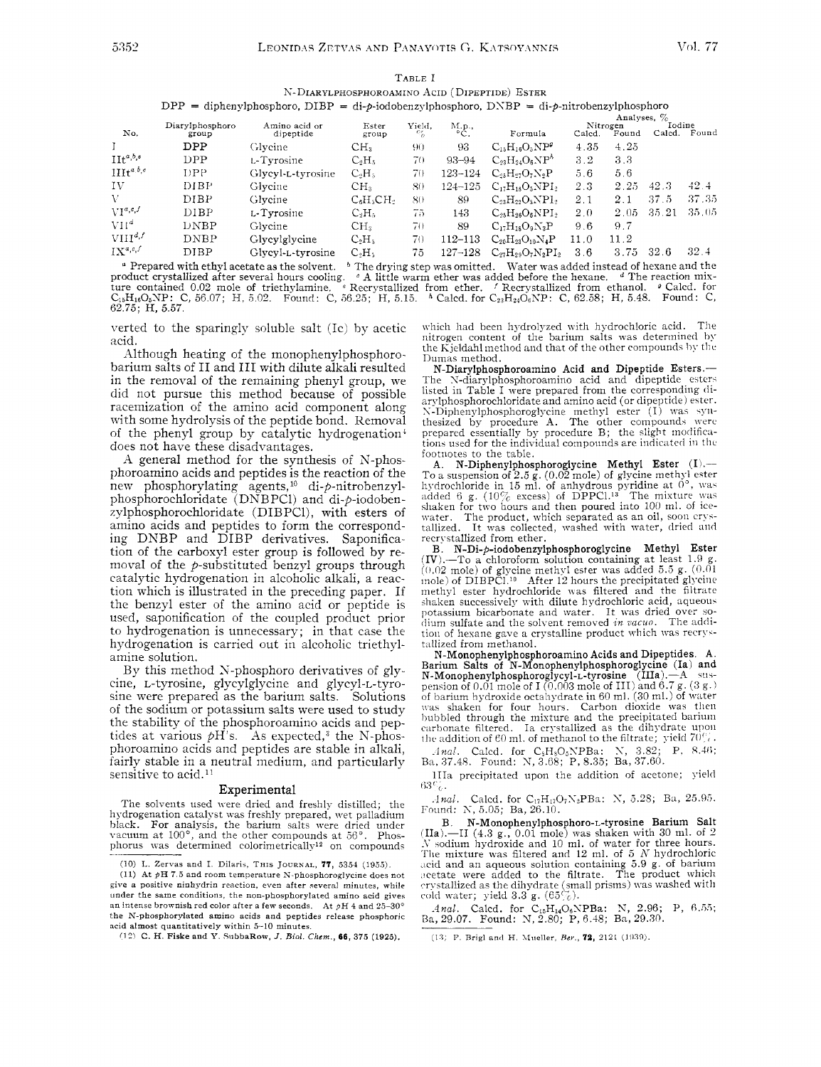TABLE I

N-DIARYLPHOSPHOROAMINO ACID (DIPEPTIDE) ESTER

DPP = diphenylphosphoro, DIBP = di-*p*-iodobenzylphosphoro, DNBP = di-*p*-nitrobenzylphosphoro

| No. | Diarylphosphoro group | Amino acid or dipeptide | Ester group | Yield, % | M.p., °C. | Formula | Analyses, % Nitrogen Calcd. | Found | Iodine Calcd. | Found |
|---|---|---|---|---|---|---|---|---|---|---|
| I | DPP | Glycine | $CH_3$ | 90 | 93 | $C_{15}H_{16}O_5NP$[g] | 4.35 | 4.25 | | |
| II[a,b,e] | DPP | L-Tyrosine | $C_2H_5$ | 70 | 93–94 | $C_{23}H_{24}O_6NP$[h] | 3.2 | 3.3 | | |
| III[a,b,e] | DPP | Glycyl-L-tyrosine | $C_2H_5$ | 70 | 123–124 | $C_{25}H_{27}O_7N_2P$ | 5.6 | 5.6 | | |
| IV | DIBP | Glycine | $CH_3$ | 80 | 124–125 | $C_{17}H_{18}O_5NPI_2$ | 2.3 | 2.25 | 42.3 | 42.4 |
| V | DIBP | Glycine | $C_6H_5CH_2$ | 80 | 89 | $C_{23}H_{22}O_5NPI_2$ | 2.1 | 2.1 | 37.5 | 37.35 |
| VI[a,c,f] | DIBP | L-Tyrosine | $C_2H_5$ | 75 | 143 | $C_{25}H_{26}O_6NPI_2$ | 2.0 | 2.05 | 35.21 | 35.05 |
| VII[d] | DNBP | Glycine | $CH_3$ | 70 | 89 | $C_{17}H_{18}O_9N_3P$ | 9.6 | 9.7 | | |
| VIII[d,f] | DNBP | Glycylglycine | $C_2H_5$ | 70 | 112–113 | $C_{20}H_{23}O_{10}N_4P$ | 11.0 | 11.2 | | |
| IX[a,c,f] | DIBP | Glycyl-L-tyrosine | $C_2H_5$ | 75 | 127–128 | $C_{27}H_{29}O_7N_2PI_2$ | 3.6 | 3.75 | 32.6 | 32.4 |

[a] Prepared with ethyl acetate as the solvent. [b] The drying step was omitted. Water was added instead of hexane and the product crystallized after several hours cooling. [c] A little warm ether was added before the hexane. [d] The reaction mixture contained 0.02 mole of triethylamine. [e] Recrystallized from ether. [f] Recrystallized from ethanol. [g] Calcd. for $C_{15}H_{16}O_5NP$: C, 56.07; H, 5.02. Found: C, 56.25; H, 5.15. [h] Calcd. for $C_{23}H_{24}O_6NP$: C, 62.58; H, 5.48. Found: C, 62.75; H, 5.57.

verted to the sparingly soluble salt (Ic) by acetic acid.

Although heating of the monophenylphosphorobarium salts of II and III with dilute alkali resulted in the removal of the remaining phenyl group, we did not pursue this method because of possible racemization of the amino acid component along with some hydrolysis of the peptide bond. Removal of the phenyl group by catalytic hydrogenation[4] does not have these disadvantages.

A general method for the synthesis of N-phosphoroamino acids and peptides is the reaction of the new phosphorylating agents,[10] di-*p*-nitrobenzylphosphorochloridate (DNBPCl) and di-*p*-iodobenzylphosphorochloridate (DIBPCl), with esters of amino acids and peptides to form the corresponding DNBP and DIBP derivatives. Saponification of the carboxyl ester group is followed by removal of the *p*-substituted benzyl groups through catalytic hydrogenation in alcoholic alkali, a reaction which is illustrated in the preceding paper. If the benzyl ester of the amino acid or peptide is used, saponification of the coupled product prior to hydrogenation is unnecessary; in that case the hydrogenation is carried out in alcoholic triethylamine solution.

By this method N-phosphoro derivatives of glycine, L-tyrosine, glycylglycine and glycyl-L-tyrosine were prepared as the barium salts. Solutions of the sodium or potassium salts were used to study the stability of the phosphoroamino acids and peptides at various *p*H's. As expected,[3] the N-phosphoroamino acids and peptides are stable in alkali, fairly stable in a neutral medium, and particularly sensitive to acid.[11]

## Experimental

The solvents used were dried and freshly distilled; the hydrogenation catalyst was freshly prepared, wet palladium black. For analysis, the barium salts were dried under vacuum at 100°, and the other compounds at 56°. Phosphorus was determined colorimetrically[12] on compounds which had been hydrolyzed with hydrochloric acid. The nitrogen content of the barium salts was determined by the Kjeldahl method and that of the other compounds by the Dumas method.

**N-Diarylphosphoroamino Acid and Dipeptide Esters.**—The N-diarylphosphoroamino acid and dipeptide esters listed in Table I were prepared from the corresponding diarylphosphorochloridate and amino acid (or dipeptide) ester. N-Diphenylphosphoroglycine methyl ester (I) was synthesized by procedure A. The other compounds were prepared essentially by procedure B; the slight modifications used for the individual compounds are indicated in the footnotes to the table.

A. **N-Diphenylphosphoroglycine Methyl Ester (I).**—To a suspension of 2.5 g. (0.02 mole) of glycine methyl ester hydrochloride in 15 ml. of anhydrous pyridine at 0°, was added 6 g. (10% excess) of DPPCl.[13] The mixture was shaken for two hours and then poured into 100 ml. of ice-water. The product, which separated as an oil, soon crystallized. It was collected, washed with water, dried and recrystallized from ether.

B. **N-Di-*p*-iodobenzylphosphoroglycine Methyl Ester (IV).**—To a chloroform solution containing at least 1.9 g. (0.02 mole) of glycine methyl ester was added 5.5 g. (0.01 mole) of DIBPCl.[10] After 12 hours the precipitated glycine methyl ester hydrochloride was filtered and the filtrate shaken successively with dilute hydrochloric acid, aqueous potassium bicarbonate and water. It was dried over sodium sulfate and the solvent removed *in vacuo*. The addition of hexane gave a crystalline product which was recrystallized from methanol.

**N-Monophenylphosphoroamino Acids and Dipeptides. A. Barium Salts of N-Monophenylphosphoroglycine (Ia) and N-Monophenylphosphoroglycyl-L-tyrosine (IIIa).**—A suspension of 0.01 mole of I (0.003 mole of III) and 6.7 g. (3 g.) of barium hydroxide octahydrate in 60 ml. (30 ml.) of water was shaken for four hours. Carbon dioxide was then bubbled through the mixture and the precipitated barium carbonate filtered. Ia crystallized as the dihydrate upon the addition of 60 ml. of methanol to the filtrate; yield 70%.

*Anal.* Calcd. for $C_8H_8O_5NPBa$: N, 3.82; P, 8.46; Ba, 37.48. Found: N, 3.68; P, 8.35; Ba, 37.60.

IIIa precipitated upon the addition of acetone; yield 63%.

*Anal.* Calcd. for $C_{17}H_{17}O_7N_2PBa$: N, 5.28; Ba, 25.95. Found: N, 5.05; Ba, 26.10.

B. **N-Monophenylphosphoro-L-tyrosine Barium Salt (IIa).**—II (4.3 g., 0.01 mole) was shaken with 30 ml. of 2 *N* sodium hydroxide and 10 ml. of water for three hours. The mixture was filtered and 12 ml. of 5 *N* hydrochloric acid and an aqueous solution containing 5.9 g. of barium acetate were added to the filtrate. The product which crystallized as the dihydrate (small prisms) was washed with cold water; yield 3.3 g. (65%).

*Anal.* Calcd. for $C_{15}H_{14}O_6NPBa$: N, 2.96; P, 6.55; Ba, 29.07. Found: N, 2.80; P, 6.48; Ba, 29.30.

---

(10) L. Zervas and I. Dilaris, THIS JOURNAL, **77**, 5354 (1955).

(11) At *p*H 7.5 and room temperature N-phosphoroglycine does not give a positive ninhydrin reaction, even after several minutes, while under the same conditions, the non-phosphorylated amino acid gives an intense brownish red color after a few seconds. At *p*H 4 and 25–30° the N-phosphorylated amino acids and peptides release phosphoric acid almost quantitatively within 5–10 minutes.

(12) C. H. Fiske and Y. SubbaRow, *J. Biol. Chem.*, **66**, 375 (1925).

(13) P. Brigl and H. Mueller, *Ber.*, **72**, 2121 (1939).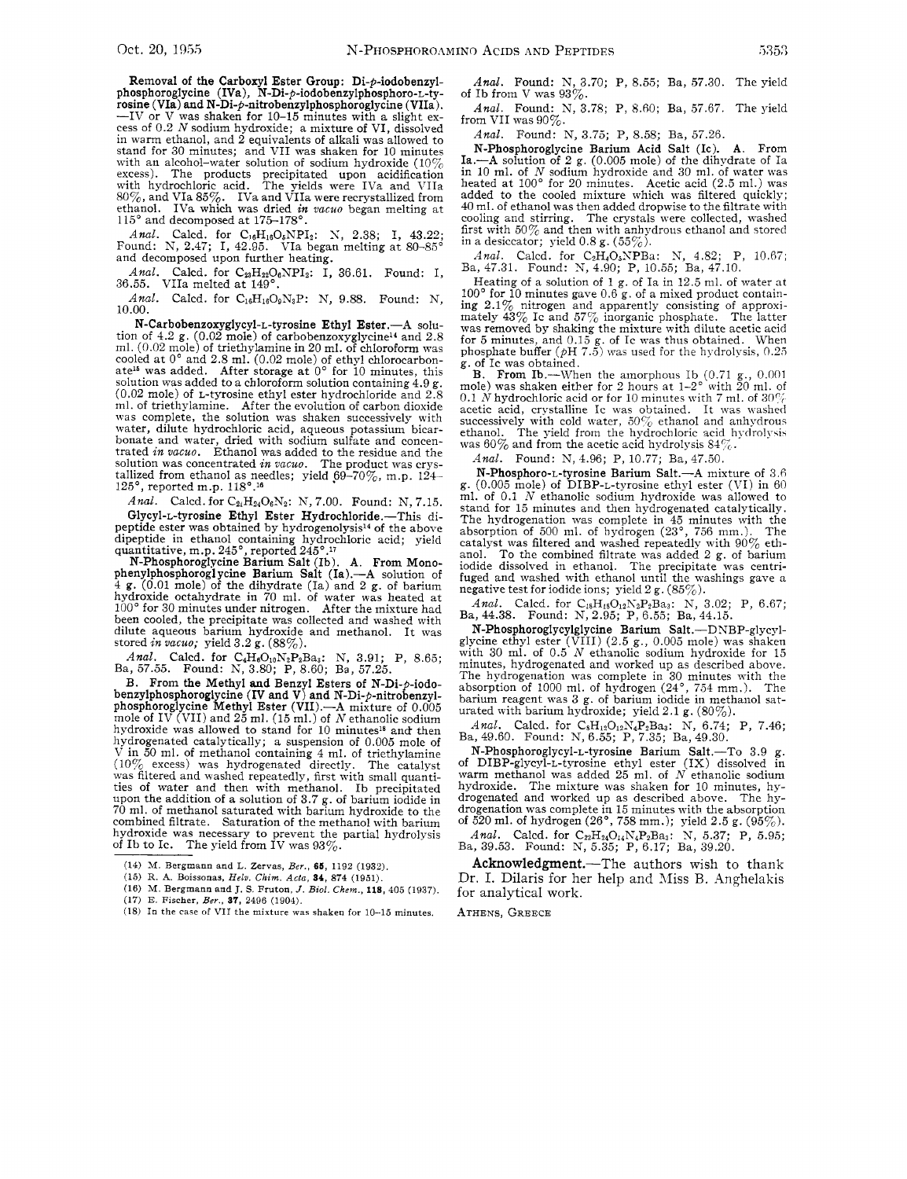**Removal of the Carboxyl Ester Group: Di-*p*-iodobenzylphosphoroglycine (IVa), N-Di-*p*-iodobenzylphosphoro-L-tyrosine (VIa) and N-Di-*p*-nitrobenzylphosphoroglycine (VIIa).**—IV or V was shaken for 10–15 minutes with a slight excess of 0.2 *N* sodium hydroxide; a mixture of VI, dissolved in warm ethanol, and 2 equivalents of alkali was allowed to stand for 30 minutes; and VII was shaken for 10 minutes with an alcohol–water solution of sodium hydroxide (10% excess). The products precipitated upon acidification with hydrochloric acid. The yields were IVa and VIIa 80%, and VIa 85%. IVa and VIIa were recrystallized from ethanol. IVa which was dried *in vacuo* began melting at 115° and decomposed at 175–178°.

*Anal.* Calcd. for $C_{16}H_{16}O_5NPI_2$: N, 2.38; I, 43.22. Found: N, 2.47; I, 42.95. VIa began melting at 80–85° and decomposed upon further heating.

*Anal.* Calcd. for $C_{23}H_{22}O_6NPI_2$: I, 36.61. Found: I, 36.55. VIIa melted at 149°.

*Anal.* Calcd. for $C_{16}H_{16}O_9N_3P$: N, 9.88. Found: N, 10.00.

**N-Carbobenzoxyglycyl-L-tyrosine Ethyl Ester.**—A solution of 4.2 g. (0.02 mole) of carbobenzoxyglycine[14] and 2.8 ml. (0.02 mole) of triethylamine in 20 ml. of chloroform was cooled at 0° and 2.8 ml. (0.02 mole) of ethyl chlorocarbonate[15] was added. After storage at 0° for 10 minutes, this solution was added to a chloroform solution containing 4.9 g. (0.02 mole) of L-tyrosine ethyl ester hydrochloride and 2.8 ml. of triethylamine. After the evolution of carbon dioxide was complete, the solution was shaken successively with water, dilute hydrochloric acid, aqueous potassium bicarbonate and water, dried with sodium sulfate and concentrated *in vacuo*. Ethanol was added to the residue and the solution was concentrated *in vacuo*. The product was crystallized from ethanol as needles; yield 69–70%, m.p. 124–125°, reported m.p. 118°.[16]

*Anal.* Calcd. for $C_{21}H_{24}O_6N_2$: N, 7.00. Found: N, 7.15.

**Glycyl-L-tyrosine Ethyl Ester Hydrochloride.**—This dipeptide ester was obtained by hydrogenolysis[14] of the above dipeptide in ethanol containing hydrochloric acid; yield quantitative, m.p. 245°, reported 245°.[17]

**N-Phosphoroglycine Barium Salt (Ib). A. From Monophenylphosphoroglycine Barium Salt (Ia).**—A solution of 4 g. (0.01 mole) of the dihydrate (Ia) and 2 g. of barium hydroxide octahydrate in 70 ml. of water was heated at 100° for 30 minutes under nitrogen. After the mixture had been cooled, the precipitate was collected and washed with dilute aqueous barium hydroxide and methanol. It was stored *in vacuo*; yield 3.2 g. (88%).

*Anal.* Calcd. for $C_4H_6O_{10}N_2P_2Ba_3$: N, 3.91; P, 8.65; Ba, 57.55. Found: N, 3.80; P, 8.60; Ba, 57.25.

**B. From the Methyl and Benzyl Esters of N-Di-*p*-iodobenzylphosphoroglycine (IV and V) and N-Di-*p*-nitrobenzylphosphoroglycine Methyl Ester (VII).**—A mixture of 0.005 mole of IV (VII) and 25 ml. (15 ml.) of *N* ethanolic sodium hydroxide was allowed to stand for 10 minutes[18] and then hydrogenated catalytically; a suspension of 0.005 mole of V in 50 ml. of methanol containing 4 ml. of triethylamine (10% excess) was hydrogenated directly. The catalyst was filtered and washed repeatedly, first with small quantities of water and then with methanol. Ib precipitated upon the addition of a solution of 3.7 g. of barium iodide in 70 ml. of methanol saturated with barium hydroxide to the combined filtrate. Saturation of the methanol with barium hydroxide was necessary to prevent the partial hydrolysis of Ib to Ic. The yield from IV was 93%.

*Anal.* Found: N, 3.70; P, 8.55; Ba, 57.30. The yield of Ib from V was 93%.

*Anal.* Found: N, 3.78; P, 8.60; Ba, 57.67. The yield from VII was 90%.

*Anal.* Found: N, 3.75; P, 8.58; Ba, 57.26.

**N-Phosphoroglycine Barium Acid Salt (Ic). A. From Ia.**—A solution of 2 g. (0.005 mole) of the dihydrate of Ia in 10 ml. of *N* sodium hydroxide and 30 ml. of water was heated at 100° for 20 minutes. Acetic acid (2.5 ml.) was added to the cooled mixture which was filtered quickly; 40 ml. of ethanol was then added dropwise to the filtrate with cooling and stirring. The crystals were collected, washed first with 50% and then with anhydrous ethanol and stored in a desiccator; yield 0.8 g. (55%).

*Anal.* Calcd. for $C_2H_4O_5NPBa$: N, 4.82; P, 10.67; Ba, 47.31. Found: N, 4.90; P, 10.55; Ba, 47.10.

Heating of a solution of 1 g. of Ia in 12.5 ml. of water at 100° for 10 minutes gave 0.6 g. of a mixed product containing 2.1% nitrogen and apparently consisting of approximately 43% Ic and 57% inorganic phosphate. The latter was removed by shaking the mixture with dilute acetic acid for 5 minutes, and 0.15 g. of Ic was thus obtained. When phosphate buffer (*p*H 7.5) was used for the hydrolysis, 0.25 g. of Ic was obtained.

**B. From Ib.**—When the amorphous Ib (0.71 g., 0.001 mole) was shaken either for 2 hours at 1–2° with 20 ml. of 0.1 *N* hydrochloric acid or for 10 minutes with 7 ml. of 30% acetic acid, crystalline Ic was obtained. It was washed successively with cold water, 50% ethanol and anhydrous ethanol. The yield from the hydrochloric acid hydrolysis was 60% and from the acetic acid hydrolysis 84%.

*Anal.* Found: N, 4.96; P, 10.77; Ba, 47.50.

**N-Phosphoro-L-tyrosine Barium Salt.**—A mixture of 3.6 g. (0.005 mole) of DIBP-L-tyrosine ethyl ester (VI) in 60 ml. of 0.1 *N* ethanolic sodium hydroxide was allowed to stand for 15 minutes and then hydrogenated catalytically. The hydrogenation was complete in 45 minutes with the absorption of 500 ml. of hydrogen (23°, 756 mm.). The catalyst was filtered and washed repeatedly with 90% ethanol. To the combined filtrate was added 2 g. of barium iodide dissolved in ethanol. The precipitate was centrifuged and washed with ethanol until the washings gave a negative test for iodide ions; yield 2 g. (85%).

*Anal.* Calcd. for $C_{18}H_{18}O_{12}N_2P_2Ba_3$: N, 3.02; P, 6.67; Ba, 44.38. Found: N, 2.95; P, 6.55; Ba, 44.15.

**N-Phosphoroglycylglycine Barium Salt.**—DNBP-glycylglycine ethyl ester (VIII) (2.5 g., 0.005 mole) was shaken with 30 ml. of 0.5 *N* ethanolic sodium hydroxide for 15 minutes, hydrogenated and worked up as described above. The hydrogenation was complete in 30 minutes with the absorption of 1000 ml. of hydrogen (24°, 754 mm.). The barium reagent was 3 g. of barium iodide in methanol saturated with barium hydroxide; yield 2.1 g. (80%).

*Anal.* Calcd. for $C_8H_{12}O_{12}N_4P_2Ba_3$: N, 6.74; P, 7.46; Ba, 49.60. Found: N, 6.55; P, 7.35; Ba, 49.30.

**N-Phosphoroglycyl-L-tyrosine Barium Salt.**—To 3.9 g. of DIBP-glycyl-L-tyrosine ethyl ester (IX) dissolved in warm methanol was added 25 ml. of *N* ethanolic sodium hydroxide. The mixture was shaken for 10 minutes, hydrogenated and worked up as described above. The hydrogenation was complete in 15 minutes with the absorption of 520 ml. of hydrogen (26°, 758 mm.); yield 2.5 g. (95%).

*Anal.* Calcd. for $C_{22}H_{24}O_{14}N_4P_2Ba_3$: N, 5.37; P, 5.95; Ba, 39.53. Found: N, 5.35; P, 6.17; Ba, 39.20.

**Acknowledgment.**—The authors wish to thank Dr. I. Dilaris for her help and Miss B. Anghelakis for analytical work.

ATHENS, GREECE

(14) M. Bergmann and L. Zervas, *Ber.*, **65**, 1192 (1932).

(15) R. A. Boissonas, *Helv. Chim. Acta*, **34**, 874 (1951).

(16) M. Bergmann and J. S. Fruton, *J. Biol. Chem.*, **118**, 405 (1937).

(17) E. Fischer, *Ber.*, **37**, 2496 (1904).

(18) In the case of VII the mixture was shaken for 10–15 minutes.